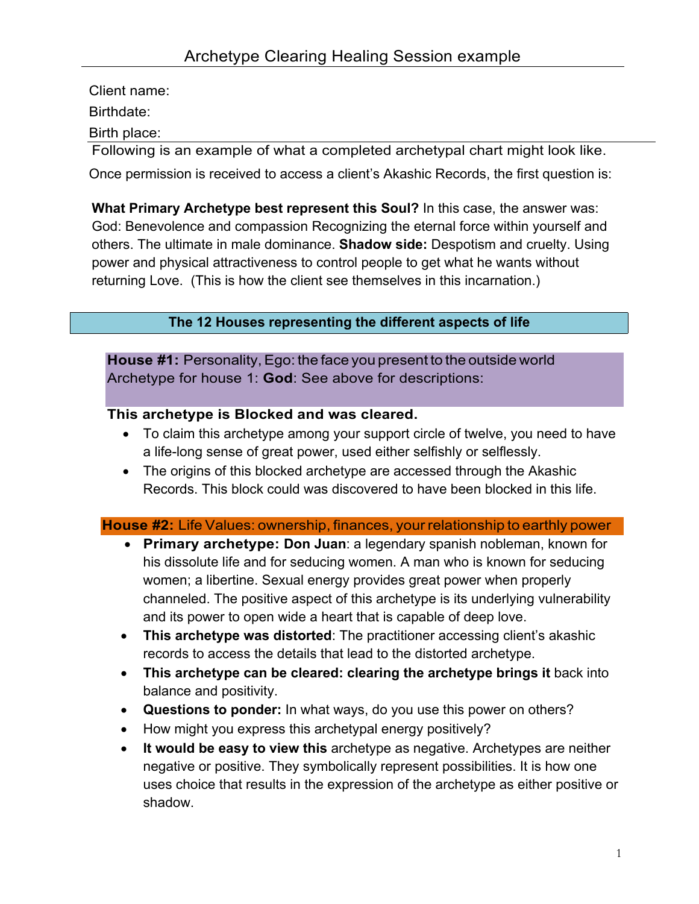# Archetype Clearing Healing Session example

Client name:

Birthdate:

Birth place:

Following is an example of what a completed archetypal chart might look like.

Once permission is received to access a client's Akashic Records, the first question is:

**What Primary Archetype best represent this Soul?** In this case, the answer was: God: Benevolence and compassion Recognizing the eternal force within yourself and others. The ultimate in male dominance. **Shadow side:** Despotism and cruelty. Using power and physical attractiveness to control people to get what he wants without returning Love. (This is how the client see themselves in this incarnation.)

## The 12 Houses representing the different aspects of life

**House #1:** Personality, Ego: the face you present to the outside world
Archetype for house 1: **God**: See above for descriptions:

**This archetype is Blocked and was cleared.**

- To claim this archetype among your support circle of twelve, you need to have a life-long sense of great power, used either selfishly or selflessly.
- The origins of this blocked archetype are accessed through the Akashic Records. This block could was discovered to have been blocked in this life.

**House #2:** Life Values: ownership, finances, your relationship to earthly power

- **Primary archetype: Don Juan**: a legendary spanish nobleman, known for his dissolute life and for seducing women. A man who is known for seducing women; a libertine. Sexual energy provides great power when properly channeled. The positive aspect of this archetype is its underlying vulnerability and its power to open wide a heart that is capable of deep love.
- **This archetype was distorted**: The practitioner accessing client's akashic records to access the details that lead to the distorted archetype.
- **This archetype can be cleared: clearing the archetype brings it** back into balance and positivity.
- **Questions to ponder:** In what ways, do you use this power on others?
- How might you express this archetypal energy positively?
- **It would be easy to view this** archetype as negative. Archetypes are neither negative or positive. They symbolically represent possibilities. It is how one uses choice that results in the expression of the archetype as either positive or shadow.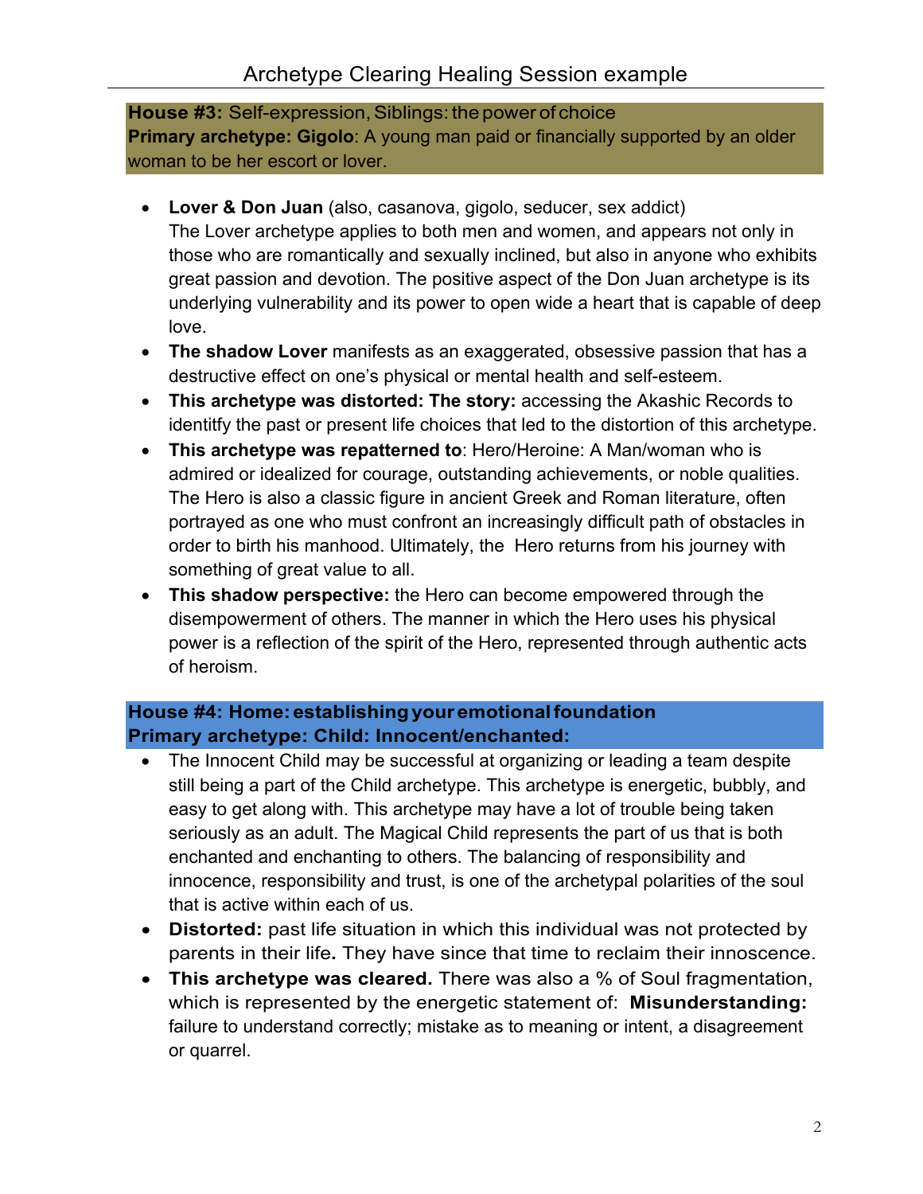**House #3:** Self-expression, Siblings: the power of choice
**Primary archetype: Gigolo**: A young man paid or financially supported by an older woman to be her escort or lover.

- **Lover & Don Juan** (also, casanova, gigolo, seducer, sex addict)
  The Lover archetype applies to both men and women, and appears not only in those who are romantically and sexually inclined, but also in anyone who exhibits great passion and devotion. The positive aspect of the Don Juan archetype is its underlying vulnerability and its power to open wide a heart that is capable of deep love.
- **The shadow Lover** manifests as an exaggerated, obsessive passion that has a destructive effect on one's physical or mental health and self-esteem.
- **This archetype was distorted: The story:** accessing the Akashic Records to identitfy the past or present life choices that led to the distortion of this archetype.
- **This archetype was repatterned to**: Hero/Heroine: A Man/woman who is admired or idealized for courage, outstanding achievements, or noble qualities. The Hero is also a classic figure in ancient Greek and Roman literature, often portrayed as one who must confront an increasingly difficult path of obstacles in order to birth his manhood. Ultimately, the Hero returns from his journey with something of great value to all.
- **This shadow perspective:** the Hero can become empowered through the disempowerment of others. The manner in which the Hero uses his physical power is a reflection of the spirit of the Hero, represented through authentic acts of heroism.

**House #4: Home: establishing your emotional foundation**
**Primary archetype: Child: Innocent/enchanted:**

- The Innocent Child may be successful at organizing or leading a team despite still being a part of the Child archetype. This archetype is energetic, bubbly, and easy to get along with. This archetype may have a lot of trouble being taken seriously as an adult. The Magical Child represents the part of us that is both enchanted and enchanting to others. The balancing of responsibility and innocence, responsibility and trust, is one of the archetypal polarities of the soul that is active within each of us.
- **Distorted:** past life situation in which this individual was not protected by parents in their life**.** They have since that time to reclaim their innocence.
- **This archetype was cleared.** There was also a % of Soul fragmentation, which is represented by the energetic statement of: **Misunderstanding:** failure to understand correctly; mistake as to meaning or intent, a disagreement or quarrel.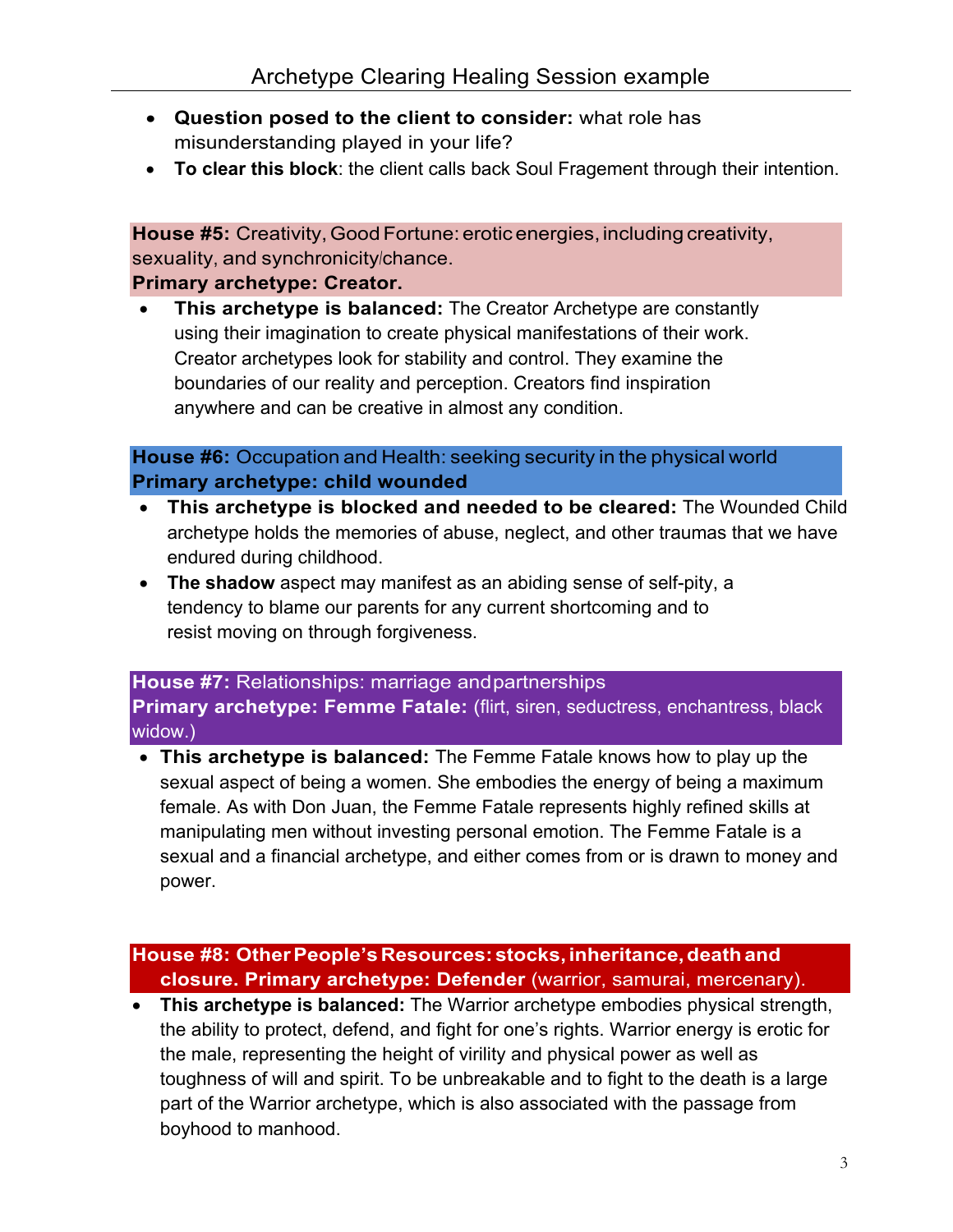- **Question posed to the client to consider:** what role has misunderstanding played in your life?
- **To clear this block**: the client calls back Soul Fragement through their intention.

**House #5:** Creativity, Good Fortune: erotic energies, including creativity, sexuality, and synchronicity/chance.
**Primary archetype: Creator.**

- **This archetype is balanced:** The Creator Archetype are constantly using their imagination to create physical manifestations of their work. Creator archetypes look for stability and control. They examine the boundaries of our reality and perception. Creators find inspiration anywhere and can be creative in almost any condition.

**House #6:** Occupation and Health: seeking security in the physical world
**Primary archetype: child wounded**

- **This archetype is blocked and needed to be cleared:** The Wounded Child archetype holds the memories of abuse, neglect, and other traumas that we have endured during childhood.
- **The shadow** aspect may manifest as an abiding sense of self-pity, a tendency to blame our parents for any current shortcoming and to resist moving on through forgiveness.

**House #7:** Relationships: marriage and partnerships
**Primary archetype: Femme Fatale:** (flirt, siren, seductress, enchantress, black widow.)

- **This archetype is balanced:** The Femme Fatale knows how to play up the sexual aspect of being a women. She embodies the energy of being a maximum female. As with Don Juan, the Femme Fatale represents highly refined skills at manipulating men without investing personal emotion. The Femme Fatale is a sexual and a financial archetype, and either comes from or is drawn to money and power.

**House #8: Other People's Resources: stocks, inheritance, death and closure. Primary archetype: Defender** (warrior, samurai, mercenary).

- **This archetype is balanced:** The Warrior archetype embodies physical strength, the ability to protect, defend, and fight for one's rights. Warrior energy is erotic for the male, representing the height of virility and physical power as well as toughness of will and spirit. To be unbreakable and to fight to the death is a large part of the Warrior archetype, which is also associated with the passage from boyhood to manhood.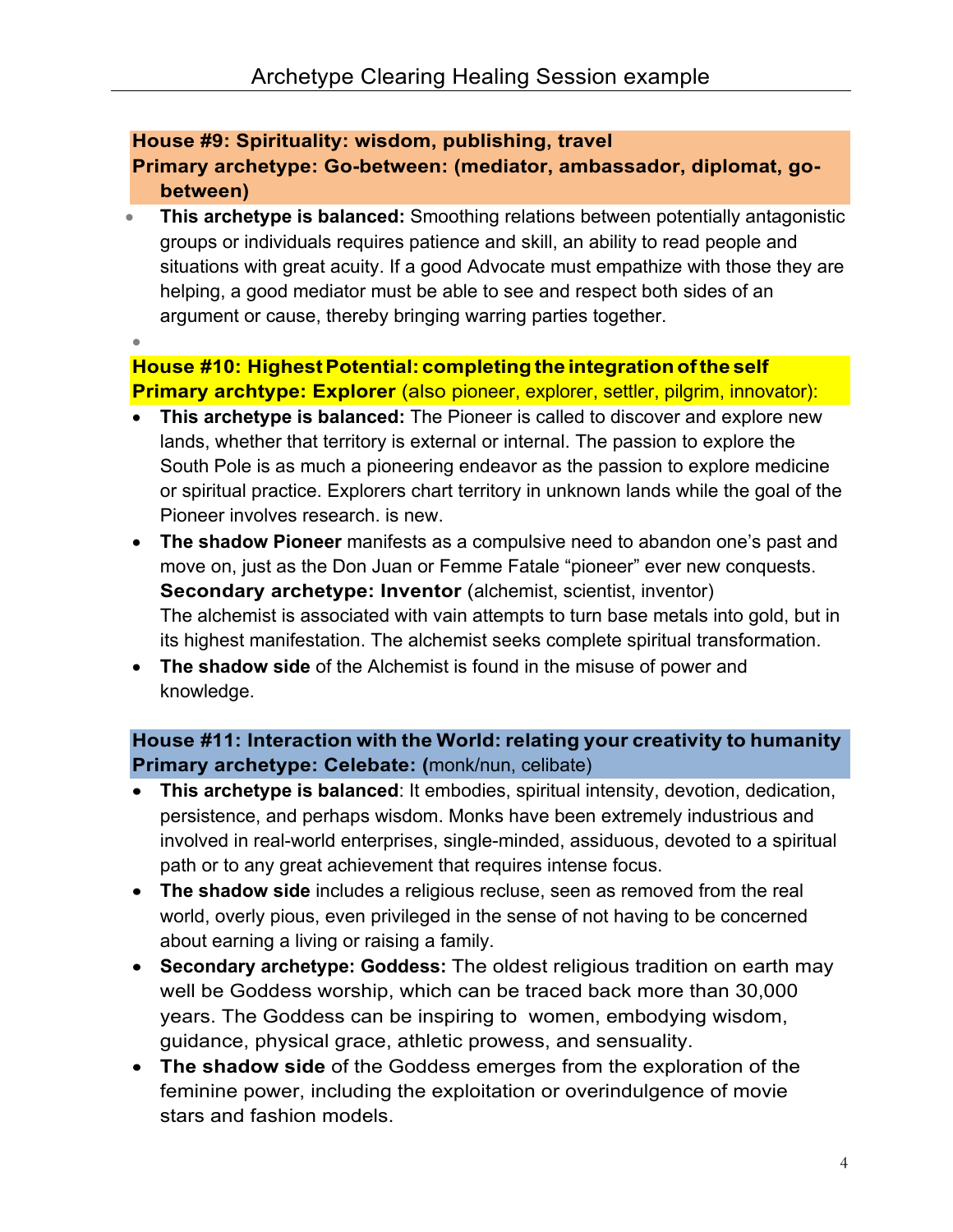**House #9: Spirituality: wisdom, publishing, travel**
**Primary archetype: Go-between: (mediator, ambassador, diplomat, go-between)**

- **This archetype is balanced:** Smoothing relations between potentially antagonistic groups or individuals requires patience and skill, an ability to read people and situations with great acuity. If a good Advocate must empathize with those they are helping, a good mediator must be able to see and respect both sides of an argument or cause, thereby bringing warring parties together.
-

**House #10: Highest Potential: completing the integration of the self**
**Primary archtype: Explorer** (also pioneer, explorer, settler, pilgrim, innovator):

- **This archetype is balanced:** The Pioneer is called to discover and explore new lands, whether that territory is external or internal. The passion to explore the South Pole is as much a pioneering endeavor as the passion to explore medicine or spiritual practice. Explorers chart territory in unknown lands while the goal of the Pioneer involves research. is new.
- **The shadow Pioneer** manifests as a compulsive need to abandon one's past and move on, just as the Don Juan or Femme Fatale "pioneer" ever new conquests.
  **Secondary archetype: Inventor** (alchemist, scientist, inventor)
  The alchemist is associated with vain attempts to turn base metals into gold, but in its highest manifestation. The alchemist seeks complete spiritual transformation.
- **The shadow side** of the Alchemist is found in the misuse of power and knowledge.

**House #11: Interaction with the World: relating your creativity to humanity**
**Primary archetype: Celebate: (**monk/nun, celibate)

- **This archetype is balanced**: It embodies, spiritual intensity, devotion, dedication, persistence, and perhaps wisdom. Monks have been extremely industrious and involved in real-world enterprises, single-minded, assiduous, devoted to a spiritual path or to any great achievement that requires intense focus.
- **The shadow side** includes a religious recluse, seen as removed from the real world, overly pious, even privileged in the sense of not having to be concerned about earning a living or raising a family.
- **Secondary archetype: Goddess:** The oldest religious tradition on earth may well be Goddess worship, which can be traced back more than 30,000 years. The Goddess can be inspiring to women, embodying wisdom, guidance, physical grace, athletic prowess, and sensuality.
- **The shadow side** of the Goddess emerges from the exploration of the feminine power, including the exploitation or overindulgence of movie stars and fashion models.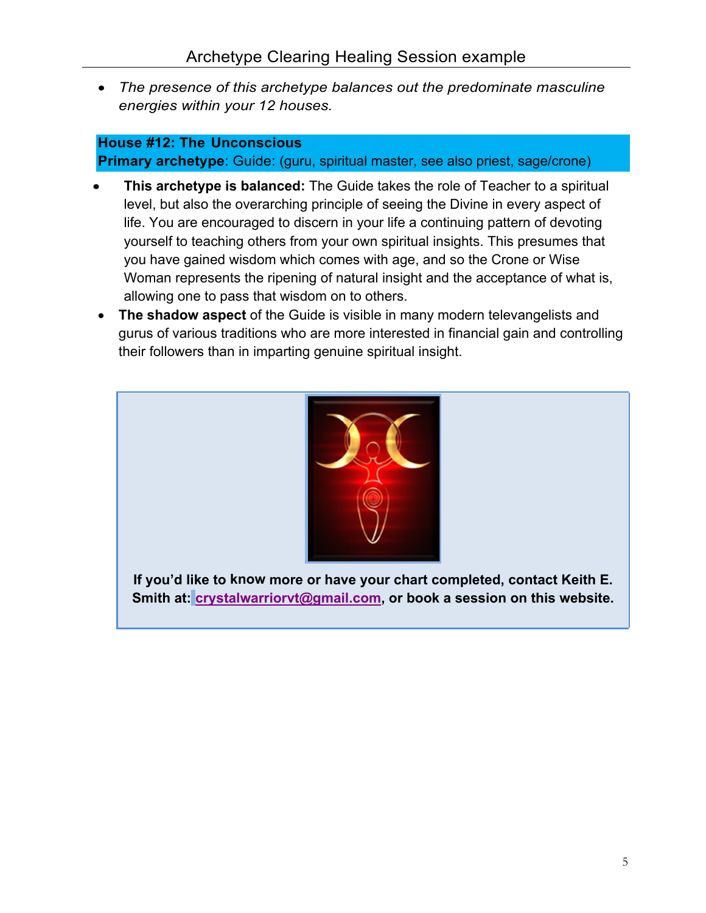- *The presence of this archetype balances out the predominate masculine energies within your 12 houses.*

**House #12: The Unconscious**
**Primary archetype**: Guide: (guru, spiritual master, see also priest, sage/crone)

- **This archetype is balanced:** The Guide takes the role of Teacher to a spiritual level, but also the overarching principle of seeing the Divine in every aspect of life. You are encouraged to discern in your life a continuing pattern of devoting yourself to teaching others from your own spiritual insights. This presumes that you have gained wisdom which comes with age, and so the Crone or Wise Woman represents the ripening of natural insight and the acceptance of what is, allowing one to pass that wisdom on to others.
- **The shadow aspect** of the Guide is visible in many modern televangelists and gurus of various traditions who are more interested in financial gain and controlling their followers than in imparting genuine spiritual insight.

**If you'd like to know more or have your chart completed, contact Keith E. Smith at: crystalwarriorvt@gmail.com, or book a session on this website.**